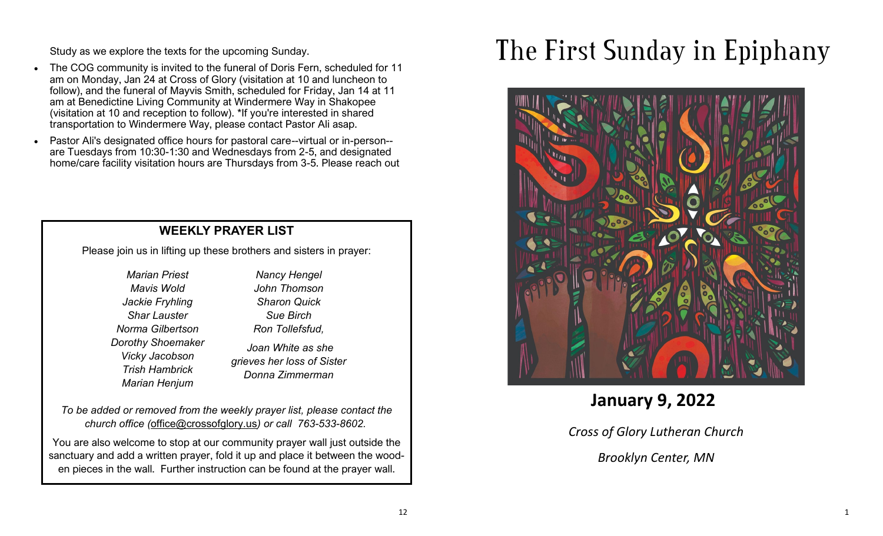Study as we explore the texts for the upcoming Sunday.

- The COG community is invited to the funeral of Doris Fern, scheduled for 11 am on Monday, Jan 24 at Cross of Glory (visitation at 10 and luncheon to follow), and the funeral of Mayvis Smith, scheduled for Friday, Jan 14 at 11 am at Benedictine Living Community at Windermere Way in Shakopee (visitation at 10 and reception to follow). *If you're interested in shared transportation to Windermere Way, please contact Pastor Ali asap.
- Pastor Ali's designated office hours for pastoral care--virtual or in-person--are Tuesdays from 10:30-1:30 and Wednesdays from 2-5, and designated home/care facility visitation hours are Thursdays from 3-5. Please reach out

## WEEKLY PRAYER LIST

Please join us in lifting up these brothers and sisters in prayer:

*Marian Priest*
*Mavis Wold*
*Jackie Fryhling*
*Shar Lauster*
*Norma Gilbertson*
*Dorothy Shoemaker*
*Vicky Jacobson*
*Trish Hambrick*
*Marian Henjum*
*Nancy Hengel*
*John Thomson*
*Sharon Quick*
*Sue Birch*
*Ron Tollefsfud,*
*Joan White as she grieves her loss of Sister Donna Zimmerman*

*To be added or removed from the weekly prayer list, please contact the church office (office@crossofglory.us) or call 763-533-8602.*

You are also welcome to stop at our community prayer wall just outside the sanctuary and add a written prayer, fold it up and place it between the wooden pieces in the wall. Further instruction can be found at the prayer wall.

# The First Sunday in Epiphany

## January 9, 2022

*Cross of Glory Lutheran Church*

*Brooklyn Center, MN*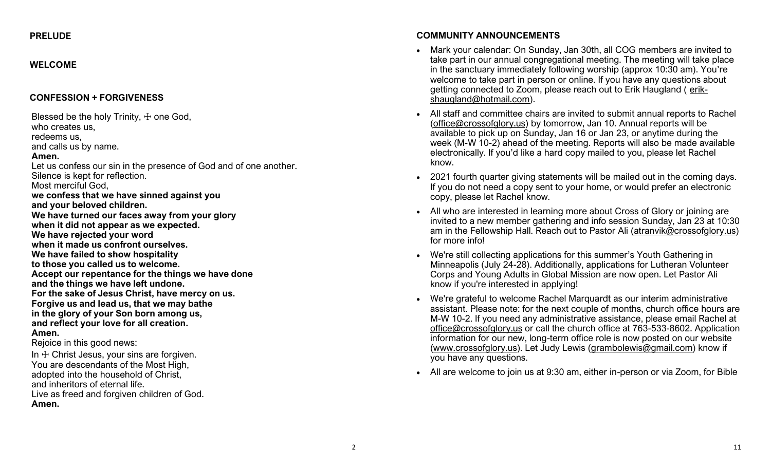**PRELUDE**

**WELCOME**

**CONFESSION + FORGIVENESS**

Blessed be the holy Trinity, ☩ one God,
who creates us,
redeems us,
and calls us by name.
**Amen.**
Let us confess our sin in the presence of God and of one another.
Silence is kept for reflection.
Most merciful God,
**we confess that we have sinned against you**
**and your beloved children.**
**We have turned our faces away from your glory**
**when it did not appear as we expected.**
**We have rejected your word**
**when it made us confront ourselves.**
**We have failed to show hospitality**
**to those you called us to welcome.**
**Accept our repentance for the things we have done**
**and the things we have left undone.**
**For the sake of Jesus Christ, have mercy on us.**
**Forgive us and lead us, that we may bathe**
**in the glory of your Son born among us,**
**and reflect your love for all creation.**
**Amen.**
Rejoice in this good news:
In ☩ Christ Jesus, your sins are forgiven.
You are descendants of the Most High,
adopted into the household of Christ,
and inheritors of eternal life.
Live as freed and forgiven children of God.
**Amen.**

**COMMUNITY ANNOUNCEMENTS**

- Mark your calendar: On Sunday, Jan 30th, all COG members are invited to take part in our annual congregational meeting. The meeting will take place in the sanctuary immediately following worship (approx 10:30 am). You're welcome to take part in person or online. If you have any questions about getting connected to Zoom, please reach out to Erik Haugland ( erik-shaugland@hotmail.com).
- All staff and committee chairs are invited to submit annual reports to Rachel (office@crossofglory.us) by tomorrow, Jan 10. Annual reports will be available to pick up on Sunday, Jan 16 or Jan 23, or anytime during the week (M-W 10-2) ahead of the meeting. Reports will also be made available electronically. If you'd like a hard copy mailed to you, please let Rachel know.
- 2021 fourth quarter giving statements will be mailed out in the coming days. If you do not need a copy sent to your home, or would prefer an electronic copy, please let Rachel know.
- All who are interested in learning more about Cross of Glory or joining are invited to a new member gathering and info session Sunday, Jan 23 at 10:30 am in the Fellowship Hall. Reach out to Pastor Ali (atranvik@crossofglory.us) for more info!
- We're still collecting applications for this summer's Youth Gathering in Minneapolis (July 24-28). Additionally, applications for Lutheran Volunteer Corps and Young Adults in Global Mission are now open. Let Pastor Ali know if you're interested in applying!
- We're grateful to welcome Rachel Marquardt as our interim administrative assistant. Please note: for the next couple of months, church office hours are M-W 10-2. If you need any administrative assistance, please email Rachel at office@crossofglory.us or call the church office at 763-533-8602. Application information for our new, long-term office role is now posted on our website (www.crossofglory.us). Let Judy Lewis (grambolewis@gmail.com) know if you have any questions.
- All are welcome to join us at 9:30 am, either in-person or via Zoom, for Bible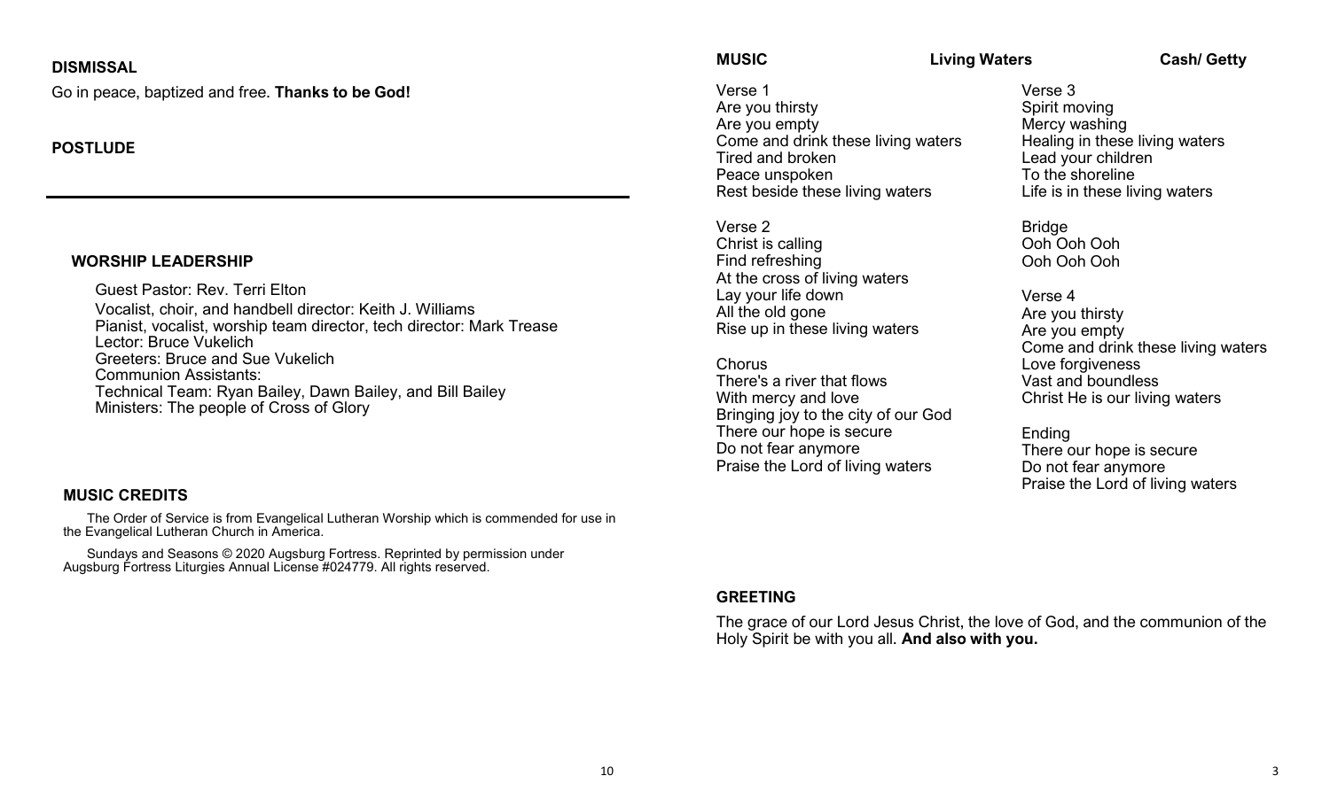## DISMISSAL

Go in peace, baptized and free. **Thanks to be God!**

## POSTLUDE

---

## WORSHIP LEADERSHIP

Guest Pastor: Rev. Terri Elton
Vocalist, choir, and handbell director: Keith J. Williams
Pianist, vocalist, worship team director, tech director: Mark Trease
Lector: Bruce Vukelich
Greeters: Bruce and Sue Vukelich
Communion Assistants:
Technical Team: Ryan Bailey, Dawn Bailey, and Bill Bailey
Ministers: The people of Cross of Glory

## MUSIC CREDITS

The Order of Service is from Evangelical Lutheran Worship which is commended for use in the Evangelical Lutheran Church in America.

Sundays and Seasons © 2020 Augsburg Fortress. Reprinted by permission under Augsburg Fortress Liturgies Annual License #024779. All rights reserved.

## MUSIC — Living Waters — Cash/ Getty

Verse 1
Are you thirsty
Are you empty
Come and drink these living waters
Tired and broken
Peace unspoken
Rest beside these living waters

Verse 2
Christ is calling
Find refreshing
At the cross of living waters
Lay your life down
All the old gone
Rise up in these living waters

Chorus
There's a river that flows
With mercy and love
Bringing joy to the city of our God
There our hope is secure
Do not fear anymore
Praise the Lord of living waters

Verse 3
Spirit moving
Mercy washing
Healing in these living waters
Lead your children
To the shoreline
Life is in these living waters

Bridge
Ooh Ooh Ooh
Ooh Ooh Ooh

Verse 4
Are you thirsty
Are you empty
Come and drink these living waters
Love forgiveness
Vast and boundless
Christ He is our living waters

Ending
There our hope is secure
Do not fear anymore
Praise the Lord of living waters

## GREETING

The grace of our Lord Jesus Christ, the love of God, and the communion of the Holy Spirit be with you all. **And also with you.**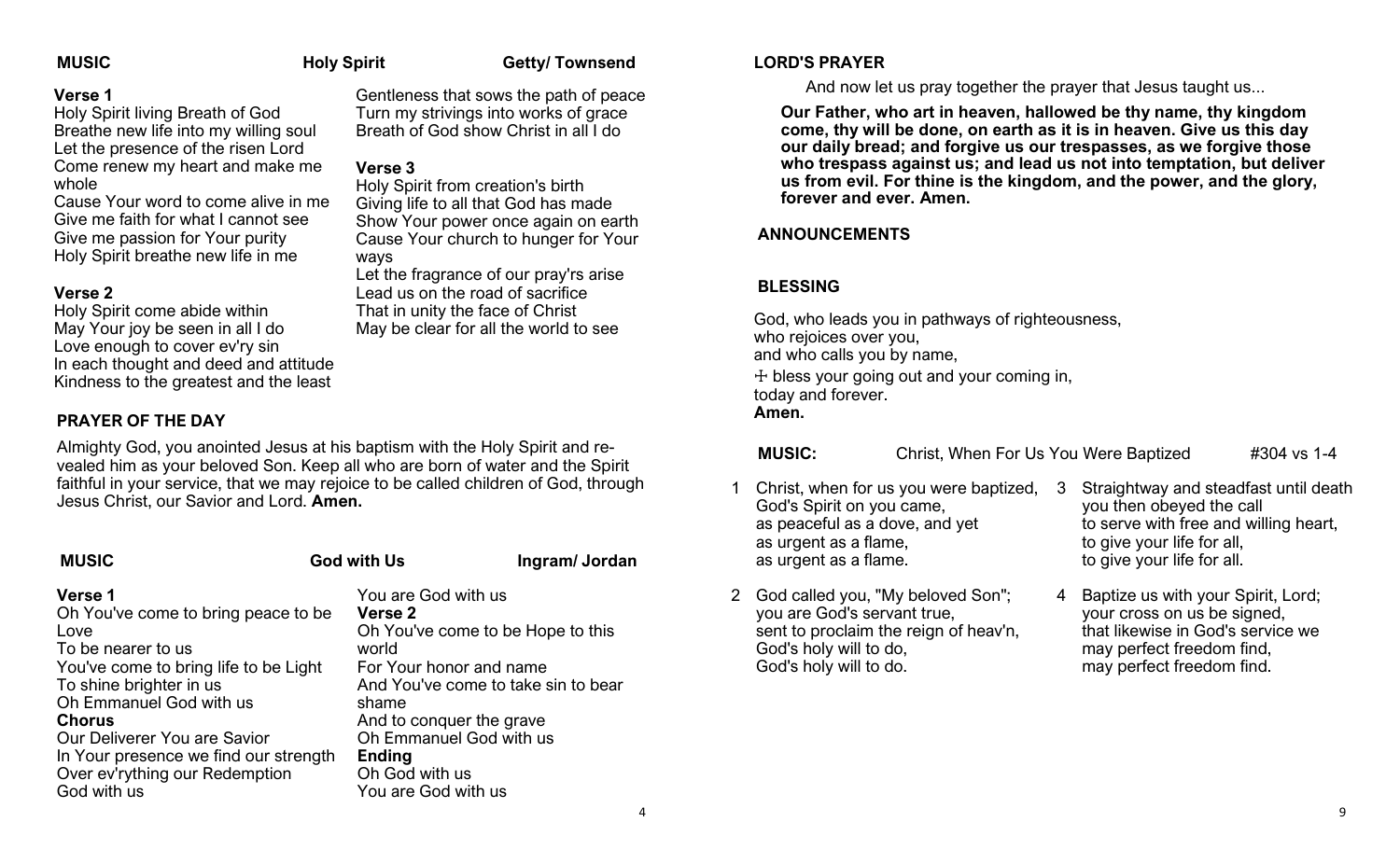**MUSIC** **Holy Spirit** **Getty/ Townsend**

**Verse 1**
Holy Spirit living Breath of God
Breathe new life into my willing soul
Let the presence of the risen Lord
Come renew my heart and make me whole
Cause Your word to come alive in me
Give me faith for what I cannot see
Give me passion for Your purity
Holy Spirit breathe new life in me

**Verse 2**
Holy Spirit come abide within
May Your joy be seen in all I do
Love enough to cover ev'ry sin
In each thought and deed and attitude
Kindness to the greatest and the least
Gentleness that sows the path of peace
Turn my strivings into works of grace
Breath of God show Christ in all I do

**Verse 3**
Holy Spirit from creation's birth
Giving life to all that God has made
Show Your power once again on earth
Cause Your church to hunger for Your ways
Let the fragrance of our pray'rs arise
Lead us on the road of sacrifice
That in unity the face of Christ
May be clear for all the world to see

## PRAYER OF THE DAY

Almighty God, you anointed Jesus at his baptism with the Holy Spirit and revealed him as your beloved Son. Keep all who are born of water and the Spirit faithful in your service, that we may rejoice to be called children of God, through Jesus Christ, our Savior and Lord. **Amen.**

**MUSIC** **God with Us** **Ingram/ Jordan**

**Verse 1**
Oh You've come to bring peace to be Love
To be nearer to us
You've come to bring life to be Light
To shine brighter in us
Oh Emmanuel God with us

**Chorus**
Our Deliverer You are Savior
In Your presence we find our strength
Over ev'rything our Redemption
God with us
You are God with us

**Verse 2**
Oh You've come to be Hope to this world
For Your honor and name
And You've come to take sin to bear shame
And to conquer the grave
Oh Emmanuel God with us

**Ending**
Oh God with us
You are God with us

## LORD'S PRAYER

And now let us pray together the prayer that Jesus taught us...

**Our Father, who art in heaven, hallowed be thy name, thy kingdom come, thy will be done, on earth as it is in heaven. Give us this day our daily bread; and forgive us our trespasses, as we forgive those who trespass against us; and lead us not into temptation, but deliver us from evil. For thine is the kingdom, and the power, and the glory, forever and ever. Amen.**

## ANNOUNCEMENTS

## BLESSING

God, who leads you in pathways of righteousness,
who rejoices over you,
and who calls you by name,
☩ bless your going out and your coming in,
today and forever.
**Amen.**

**MUSIC:** Christ, When For Us You Were Baptized #304 vs 1-4

1 Christ, when for us you were baptized,
God's Spirit on you came,
as peaceful as a dove, and yet
as urgent as a flame,
as urgent as a flame.

2 God called you, "My beloved Son";
you are God's servant true,
sent to proclaim the reign of heav'n,
God's holy will to do,
God's holy will to do.

3 Straightway and steadfast until death
you then obeyed the call
to serve with free and willing heart,
to give your life for all,
to give your life for all.

4 Baptize us with your Spirit, Lord;
your cross on us be signed,
that likewise in God's service we
may perfect freedom find,
may perfect freedom find.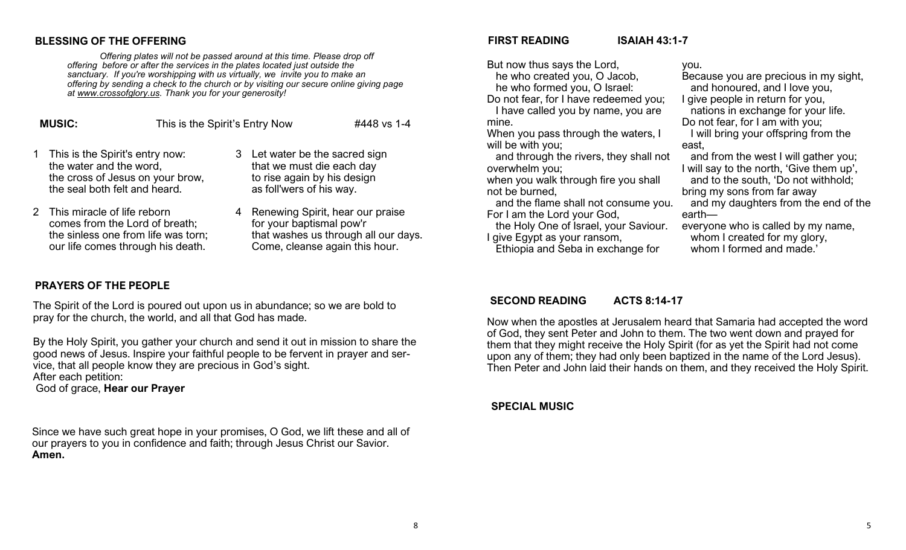## BLESSING OF THE OFFERING

*Offering plates will not be passed around at this time. Please drop off offering before or after the services in the plates located just outside the sanctuary. If you're worshipping with us virtually, we invite you to make an offering by sending a check to the church or by visiting our secure online giving page at www.crossofglory.us. Thank you for your generosity!*

**MUSIC:** This is the Spirit's Entry Now #448 vs 1-4

1 This is the Spirit's entry now:
the water and the word,
the cross of Jesus on your brow,
the seal both felt and heard.

2 This miracle of life reborn
comes from the Lord of breath;
the sinless one from life was torn;
our life comes through his death.

3 Let water be the sacred sign
that we must die each day
to rise again by his design
as foll'wers of his way.

4 Renewing Spirit, hear our praise
for your baptismal pow'r
that washes us through all our days.
Come, cleanse again this hour.

## PRAYERS OF THE PEOPLE

The Spirit of the Lord is poured out upon us in abundance; so we are bold to pray for the church, the world, and all that God has made.

By the Holy Spirit, you gather your church and send it out in mission to share the good news of Jesus. Inspire your faithful people to be fervent in prayer and service, that all people know they are precious in God's sight.
After each petition:
God of grace, **Hear our Prayer**

Since we have such great hope in your promises, O God, we lift these and all of our prayers to you in confidence and faith; through Jesus Christ our Savior.
**Amen.**

## FIRST READING ISAIAH 43:1-7

But now thus says the Lord,
he who created you, O Jacob,
he who formed you, O Israel:
Do not fear, for I have redeemed you;
I have called you by name, you are mine.
When you pass through the waters, I will be with you;
and through the rivers, they shall not overwhelm you;
when you walk through fire you shall not be burned,
and the flame shall not consume you.
For I am the Lord your God,
the Holy One of Israel, your Saviour.
I give Egypt as your ransom,
Ethiopia and Seba in exchange for you.
Because you are precious in my sight,
and honoured, and I love you,
I give people in return for you,
nations in exchange for your life.
Do not fear, for I am with you;
I will bring your offspring from the east,
and from the west I will gather you;
I will say to the north, 'Give them up',
and to the south, 'Do not withhold;
bring my sons from far away
and my daughters from the end of the earth—
everyone who is called by my name,
whom I created for my glory,
whom I formed and made.'

## SECOND READING ACTS 8:14-17

Now when the apostles at Jerusalem heard that Samaria had accepted the word of God, they sent Peter and John to them. The two went down and prayed for them that they might receive the Holy Spirit (for as yet the Spirit had not come upon any of them; they had only been baptized in the name of the Lord Jesus). Then Peter and John laid their hands on them, and they received the Holy Spirit.

## SPECIAL MUSIC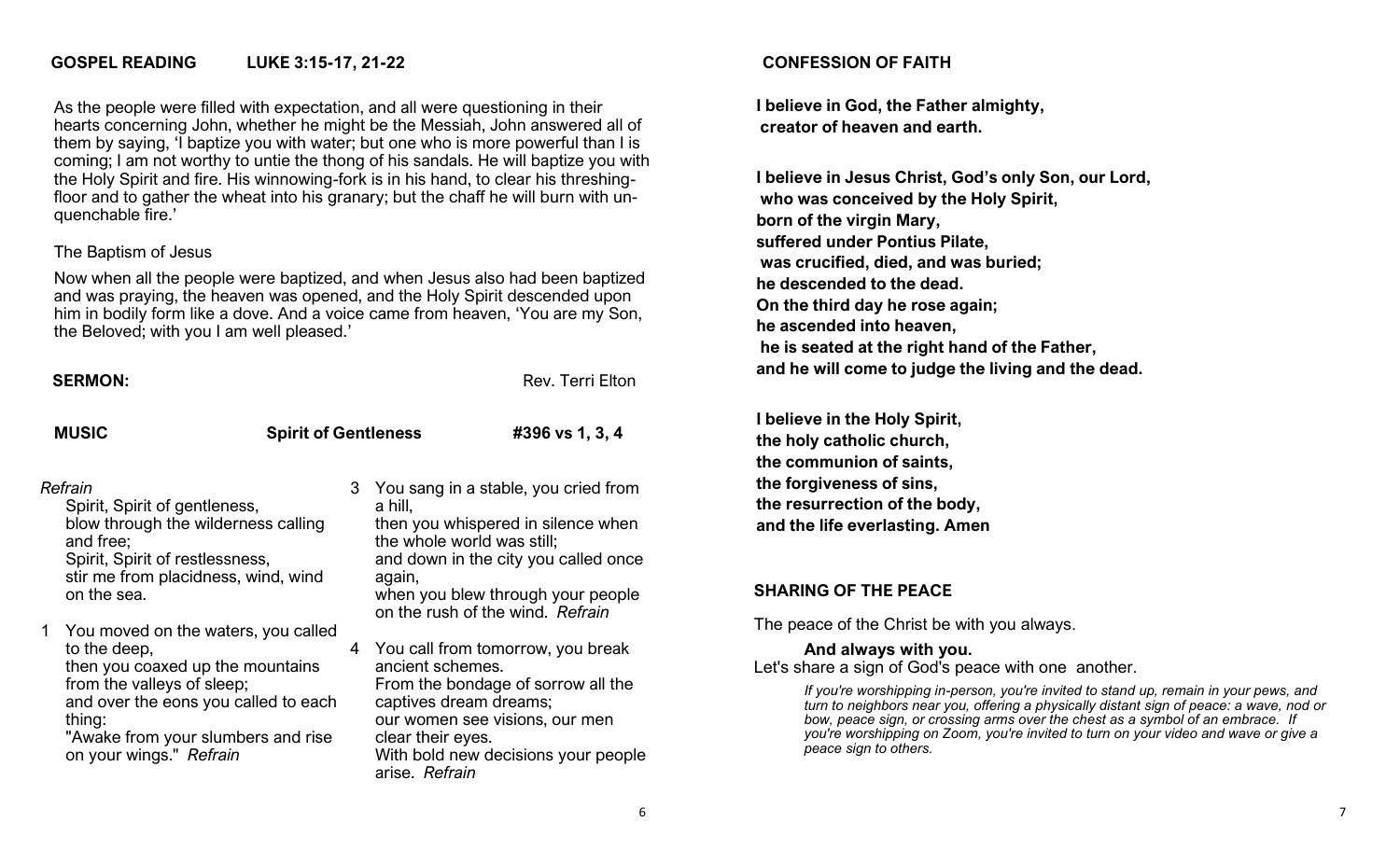## GOSPEL READING LUKE 3:15-17, 21-22

As the people were filled with expectation, and all were questioning in their hearts concerning John, whether he might be the Messiah, John answered all of them by saying, 'I baptize you with water; but one who is more powerful than I is coming; I am not worthy to untie the thong of his sandals. He will baptize you with the Holy Spirit and fire. His winnowing-fork is in his hand, to clear his threshing-floor and to gather the wheat into his granary; but the chaff he will burn with unquenchable fire.'

The Baptism of Jesus

Now when all the people were baptized, and when Jesus also had been baptized and was praying, the heaven was opened, and the Holy Spirit descended upon him in bodily form like a dove. And a voice came from heaven, 'You are my Son, the Beloved; with you I am well pleased.'

**SERMON:** Rev. Terri Elton

**MUSIC** **Spirit of Gentleness** **#396 vs 1, 3, 4**

*Refrain*
Spirit, Spirit of gentleness,
blow through the wilderness calling and free;
Spirit, Spirit of restlessness,
stir me from placidness, wind, wind on the sea.

1 You moved on the waters, you called to the deep,
then you coaxed up the mountains from the valleys of sleep;
and over the eons you called to each thing:
"Awake from your slumbers and rise on your wings." *Refrain*

3 You sang in a stable, you cried from a hill,
then you whispered in silence when the whole world was still;
and down in the city you called once again,
when you blew through your people on the rush of the wind. *Refrain*

4 You call from tomorrow, you break ancient schemes.
From the bondage of sorrow all the captives dream dreams;
our women see visions, our men clear their eyes.
With bold new decisions your people arise. *Refrain*

## CONFESSION OF FAITH

**I believe in God, the Father almighty,
creator of heaven and earth.**

**I believe in Jesus Christ, God's only Son, our Lord,
who was conceived by the Holy Spirit,
born of the virgin Mary,
suffered under Pontius Pilate,
was crucified, died, and was buried;
he descended to the dead.
On the third day he rose again;
he ascended into heaven,
he is seated at the right hand of the Father,
and he will come to judge the living and the dead.**

**I believe in the Holy Spirit,
the holy catholic church,
the communion of saints,
the forgiveness of sins,
the resurrection of the body,
and the life everlasting. Amen**

## SHARING OF THE PEACE

The peace of the Christ be with you always.

**And always with you.**

Let's share a sign of God's peace with one another.

*If you're worshipping in-person, you're invited to stand up, remain in your pews, and turn to neighbors near you, offering a physically distant sign of peace: a wave, nod or bow, peace sign, or crossing arms over the chest as a symbol of an embrace. If you're worshipping on Zoom, you're invited to turn on your video and wave or give a peace sign to others.*